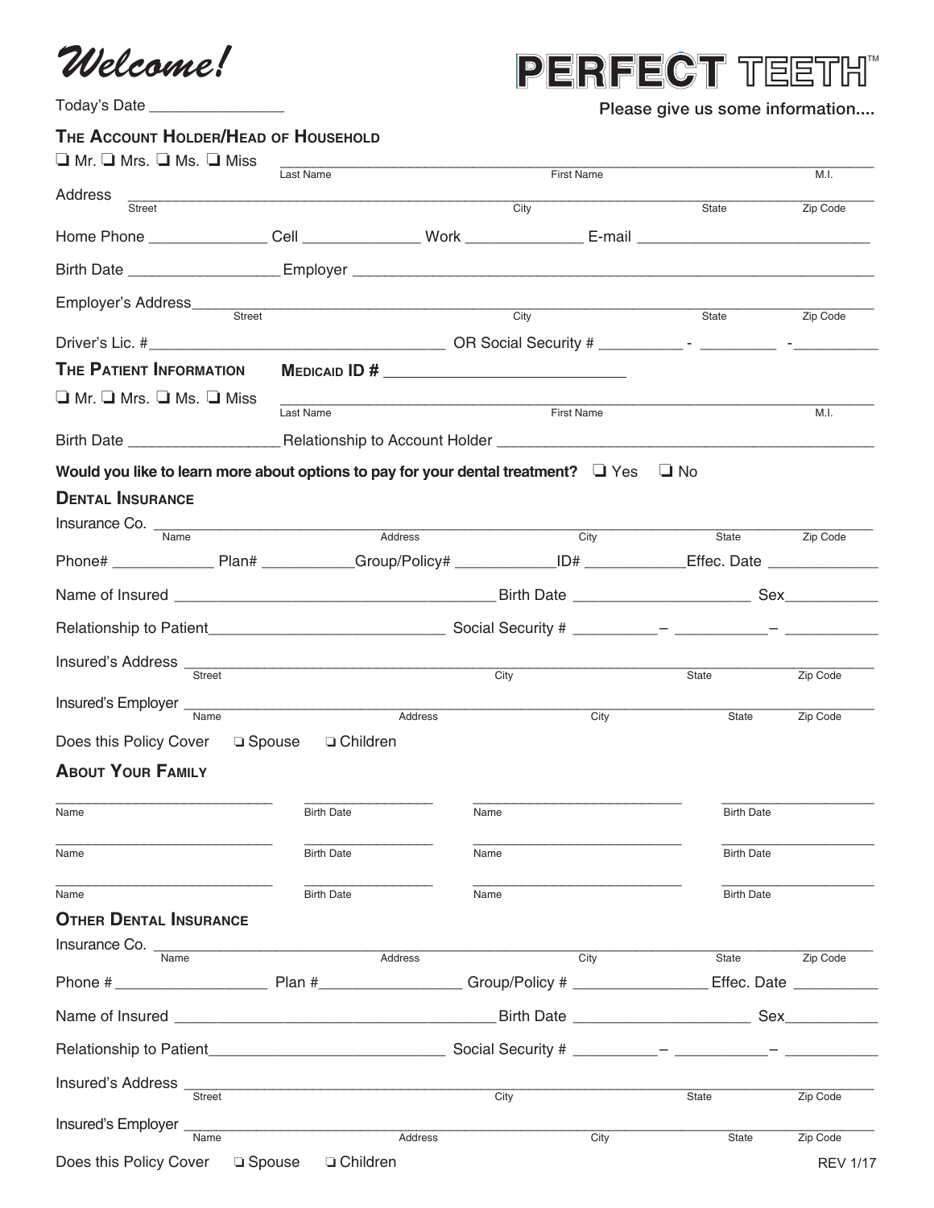# Welcome!

**PERFECT TEETH™**

Today's Date _______________

Please give us some information....

## THE ACCOUNT HOLDER/HEAD OF HOUSEHOLD

❑ Mr. ❑ Mrs. ❑ Ms. ❑ Miss ______________________________________________
Last Name First Name M.I.

Address ______________________________________________
Street City State Zip Code

Home Phone _____________ Cell _____________ Work _____________ E-mail _________________________

Birth Date _________________ Employer ______________________________________________

Employer's Address ______________________________________________
Street City State Zip Code

Driver's Lic. #___________________________________ OR Social Security # __________ - _________ -__________

## THE PATIENT INFORMATION

**MEDICAID ID #** ___________________________

❑ Mr. ❑ Mrs. ❑ Ms. ❑ Miss ______________________________________________
Last Name First Name M.I.

Birth Date _________________ Relationship to Account Holder ___________________________________________

**Would you like to learn more about options to pay for your dental treatment?** ❑ Yes ❑ No

## DENTAL INSURANCE

Insurance Co. ______________________________________________
Name Address City State Zip Code

Phone# ___________ Plan# __________ Group/Policy# ___________ ID# ___________ Effec. Date _____________

Name of Insured _____________________________________ Birth Date ____________________ Sex___________

Relationship to Patient___________________________ Social Security # __________– ___________– __________

Insured's Address ______________________________________________
Street City State Zip Code

Insured's Employer ______________________________________________
Name Address City State Zip Code

Does this Policy Cover ❑ Spouse ❑ Children

## ABOUT YOUR FAMILY

| Name | Birth Date | Name | Birth Date |
| --- | --- | --- | --- |
| | | | |
| | | | |
| | | | |

## OTHER DENTAL INSURANCE

Insurance Co. ______________________________________________
Name Address City State Zip Code

Phone # _________________ Plan #________________ Group/Policy # _______________ Effec. Date __________

Name of Insured _____________________________________ Birth Date ____________________ Sex___________

Relationship to Patient___________________________ Social Security # __________– ___________– __________

Insured's Address ______________________________________________
Street City State Zip Code

Insured's Employer ______________________________________________
Name Address City State Zip Code

Does this Policy Cover ❑ Spouse ❑ Children

REV 1/17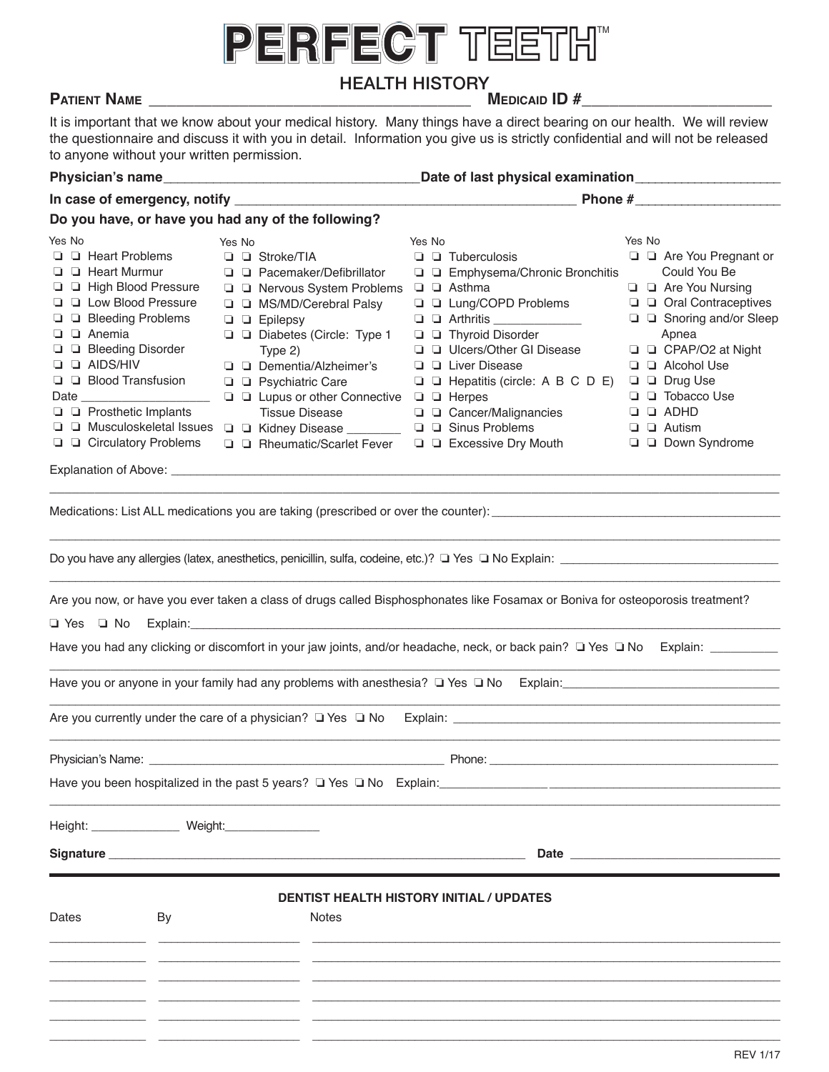# PERFECT TEETH™

## HEALTH HISTORY

**Patient Name** ______________________________________ **Medicaid ID #**______________________

It is important that we know about your medical history. Many things have a direct bearing on our health. We will review the questionnaire and discuss it with you in detail. Information you give us is strictly confidential and will not be released to anyone without your written permission.

**Physician's name**________________________________**Date of last physical examination**__________________

**In case of emergency, notify** ____________________________________________ **Phone #**__________________

**Do you have, or have you had any of the following?**

| Yes | No | | Yes | No | | Yes | No | | Yes | No | |
|---|---|---|---|---|---|---|---|---|---|---|---|
| ❑ | ❑ | Heart Problems | ❑ | ❑ | Stroke/TIA | ❑ | ❑ | Tuberculosis | ❑ | ❑ | Are You Pregnant or Could You Be |
| ❑ | ❑ | Heart Murmur | ❑ | ❑ | Pacemaker/Defibrillator | ❑ | ❑ | Emphysema/Chronic Bronchitis | ❑ | ❑ | Are You Nursing |
| ❑ | ❑ | High Blood Pressure | ❑ | ❑ | Nervous System Problems | ❑ | ❑ | Asthma | ❑ | ❑ | Oral Contraceptives |
| ❑ | ❑ | Low Blood Pressure | ❑ | ❑ | MS/MD/Cerebral Palsy | ❑ | ❑ | Lung/COPD Problems | ❑ | ❑ | Snoring and/or Sleep Apnea |
| ❑ | ❑ | Bleeding Problems | ❑ | ❑ | Epilepsy | ❑ | ❑ | Arthritis ____________ | ❑ | ❑ | CPAP/O2 at Night |
| ❑ | ❑ | Anemia | ❑ | ❑ | Diabetes (Circle: Type 1 Type 2) | ❑ | ❑ | Thyroid Disorder | ❑ | ❑ | Alcohol Use |
| ❑ | ❑ | Bleeding Disorder | ❑ | ❑ | Dementia/Alzheimer's | ❑ | ❑ | Ulcers/Other GI Disease | ❑ | ❑ | Drug Use |
| ❑ | ❑ | AIDS/HIV | ❑ | ❑ | Psychiatric Care | ❑ | ❑ | Liver Disease | ❑ | ❑ | Tobacco Use |
| ❑ | ❑ | Blood Transfusion Date __________________ | ❑ | ❑ | Lupus or other Connective Tissue Disease | ❑ | ❑ | Hepatitis (circle: A B C D E) | ❑ | ❑ | ADHD |
| ❑ | ❑ | Prosthetic Implants | ❑ | ❑ | Kidney Disease ________ | ❑ | ❑ | Herpes | ❑ | ❑ | Autism |
| ❑ | ❑ | Musculoskeletal Issues | ❑ | ❑ | Rheumatic/Scarlet Fever | ❑ | ❑ | Cancer/Malignancies | ❑ | ❑ | Down Syndrome |
| ❑ | ❑ | Circulatory Problems | | | | ❑ | ❑ | Sinus Problems | | | |
| | | | | | | ❑ | ❑ | Excessive Dry Mouth | | | |

Explanation of Above: ____________________________________________________________________________

Medications: List ALL medications you are taking (prescribed or over the counter): ______________________________

Do you have any allergies (latex, anesthetics, penicillin, sulfa, codeine, etc.)? ❑ Yes ❑ No Explain: ______________________

Are you now, or have you ever taken a class of drugs called Bisphosphonates like Fosamax or Boniva for osteoporosis treatment?

❑ Yes ❑ No Explain: ____________________________________________________________________________

Have you had any clicking or discomfort in your jaw joints, and/or headache, neck, or back pain? ❑ Yes ❑ No Explain: __________

Have you or anyone in your family had any problems with anesthesia? ❑ Yes ❑ No Explain: ______________________________

Are you currently under the care of a physician? ❑ Yes ❑ No Explain: ______________________________________________

Physician's Name: ______________________________________ Phone: ______________________________________

Have you been hospitalized in the past 5 years? ❑ Yes ❑ No Explain: ______________________________________________

Height: _____________ Weight: ______________

**Signature** ____________________________________________________________ **Date** ____________________________

**DENTIST HEALTH HISTORY INITIAL / UPDATES**

| Dates | By | Notes |
|---|---|---|
| | | |
| | | |
| | | |
| | | |
| | | |
| | | |

REV 1/17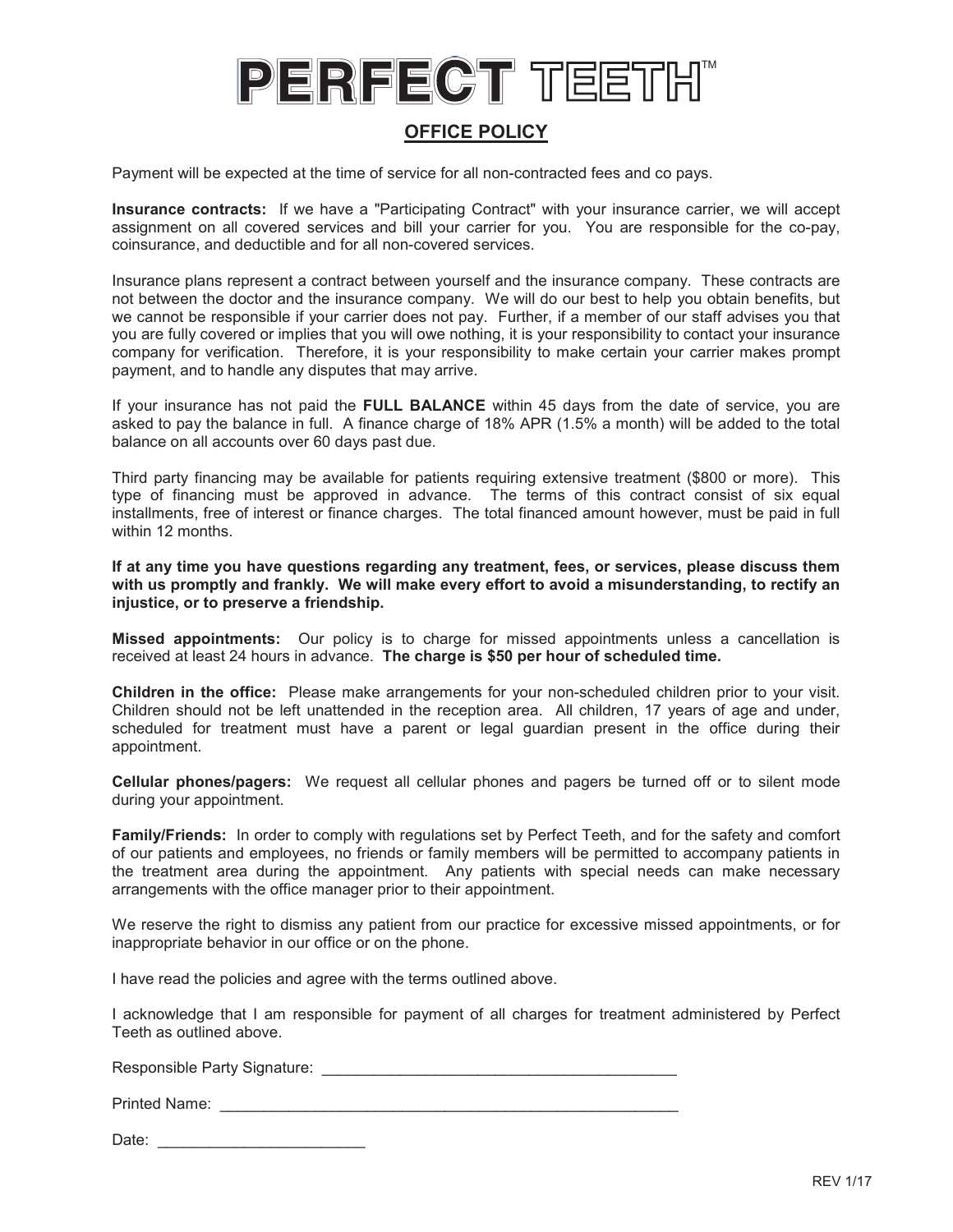# PERFECT TEETH™

## OFFICE POLICY

Payment will be expected at the time of service for all non-contracted fees and co pays.

**Insurance contracts:** If we have a "Participating Contract" with your insurance carrier, we will accept assignment on all covered services and bill your carrier for you. You are responsible for the co-pay, coinsurance, and deductible and for all non-covered services.

Insurance plans represent a contract between yourself and the insurance company. These contracts are not between the doctor and the insurance company. We will do our best to help you obtain benefits, but we cannot be responsible if your carrier does not pay. Further, if a member of our staff advises you that you are fully covered or implies that you will owe nothing, it is your responsibility to contact your insurance company for verification. Therefore, it is your responsibility to make certain your carrier makes prompt payment, and to handle any disputes that may arrive.

If your insurance has not paid the **FULL BALANCE** within 45 days from the date of service, you are asked to pay the balance in full. A finance charge of 18% APR (1.5% a month) will be added to the total balance on all accounts over 60 days past due.

Third party financing may be available for patients requiring extensive treatment ($800 or more). This type of financing must be approved in advance. The terms of this contract consist of six equal installments, free of interest or finance charges. The total financed amount however, must be paid in full within 12 months.

**If at any time you have questions regarding any treatment, fees, or services, please discuss them with us promptly and frankly. We will make every effort to avoid a misunderstanding, to rectify an injustice, or to preserve a friendship.**

**Missed appointments:** Our policy is to charge for missed appointments unless a cancellation is received at least 24 hours in advance. **The charge is $50 per hour of scheduled time.**

**Children in the office:** Please make arrangements for your non-scheduled children prior to your visit. Children should not be left unattended in the reception area. All children, 17 years of age and under, scheduled for treatment must have a parent or legal guardian present in the office during their appointment.

**Cellular phones/pagers:** We request all cellular phones and pagers be turned off or to silent mode during your appointment.

**Family/Friends:** In order to comply with regulations set by Perfect Teeth, and for the safety and comfort of our patients and employees, no friends or family members will be permitted to accompany patients in the treatment area during the appointment. Any patients with special needs can make necessary arrangements with the office manager prior to their appointment.

We reserve the right to dismiss any patient from our practice for excessive missed appointments, or for inappropriate behavior in our office or on the phone.

I have read the policies and agree with the terms outlined above.

I acknowledge that I am responsible for payment of all charges for treatment administered by Perfect Teeth as outlined above.

Responsible Party Signature: ___________________________________________

Printed Name: ________________________________________________________

Date: _________________________

REV 1/17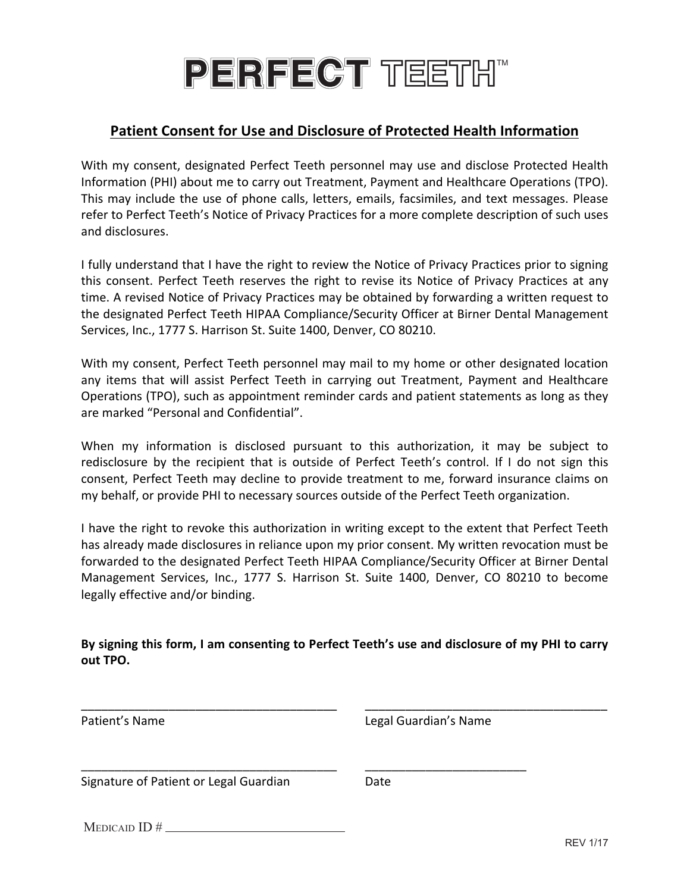# PERFECT TEETH™

## Patient Consent for Use and Disclosure of Protected Health Information

With my consent, designated Perfect Teeth personnel may use and disclose Protected Health Information (PHI) about me to carry out Treatment, Payment and Healthcare Operations (TPO). This may include the use of phone calls, letters, emails, facsimiles, and text messages. Please refer to Perfect Teeth's Notice of Privacy Practices for a more complete description of such uses and disclosures.

I fully understand that I have the right to review the Notice of Privacy Practices prior to signing this consent. Perfect Teeth reserves the right to revise its Notice of Privacy Practices at any time. A revised Notice of Privacy Practices may be obtained by forwarding a written request to the designated Perfect Teeth HIPAA Compliance/Security Officer at Birner Dental Management Services, Inc., 1777 S. Harrison St. Suite 1400, Denver, CO 80210.

With my consent, Perfect Teeth personnel may mail to my home or other designated location any items that will assist Perfect Teeth in carrying out Treatment, Payment and Healthcare Operations (TPO), such as appointment reminder cards and patient statements as long as they are marked "Personal and Confidential".

When my information is disclosed pursuant to this authorization, it may be subject to redisclosure by the recipient that is outside of Perfect Teeth's control. If I do not sign this consent, Perfect Teeth may decline to provide treatment to me, forward insurance claims on my behalf, or provide PHI to necessary sources outside of the Perfect Teeth organization.

I have the right to revoke this authorization in writing except to the extent that Perfect Teeth has already made disclosures in reliance upon my prior consent. My written revocation must be forwarded to the designated Perfect Teeth HIPAA Compliance/Security Officer at Birner Dental Management Services, Inc., 1777 S. Harrison St. Suite 1400, Denver, CO 80210 to become legally effective and/or binding.

**By signing this form, I am consenting to Perfect Teeth's use and disclosure of my PHI to carry out TPO.**

______________________________________ ______________________________________
Patient's Name Legal Guardian's Name

______________________________________ ________________________
Signature of Patient or Legal Guardian Date

Medicaid ID # ___________________________

REV 1/17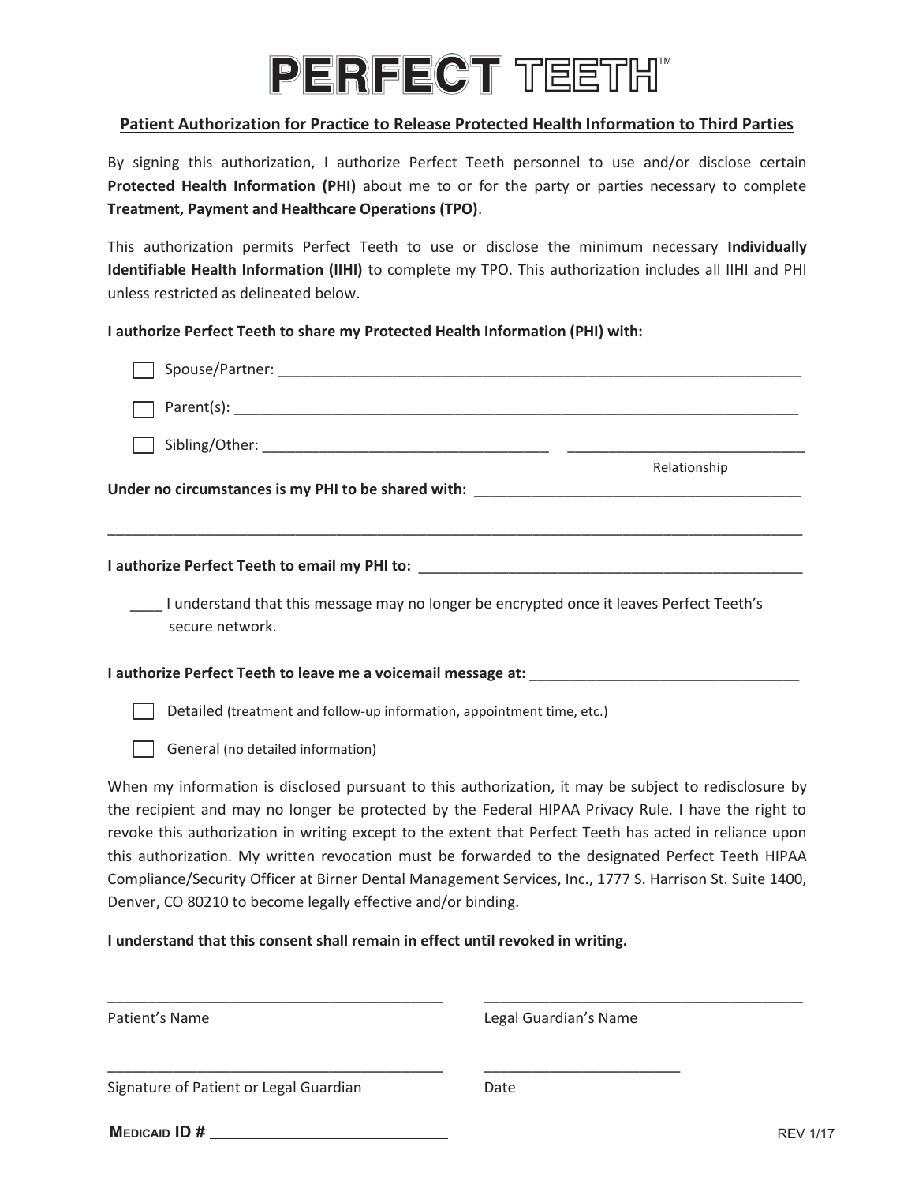# PERFECT TEETH™

## Patient Authorization for Practice to Release Protected Health Information to Third Parties

By signing this authorization, I authorize Perfect Teeth personnel to use and/or disclose certain **Protected Health Information (PHI)** about me to or for the party or parties necessary to complete **Treatment, Payment and Healthcare Operations (TPO)**.

This authorization permits Perfect Teeth to use or disclose the minimum necessary **Individually Identifiable Health Information (IIHI)** to complete my TPO. This authorization includes all IIHI and PHI unless restricted as delineated below.

**I authorize Perfect Teeth to share my Protected Health Information (PHI) with:**

- ☐ Spouse/Partner: ______________________________________________
- ☐ Parent(s): ______________________________________________
- ☐ Sibling/Other: ___________________________ ___________________________ Relationship

**Under no circumstances is my PHI to be shared with:** ______________________________________________

______________________________________________________________________________

**I authorize Perfect Teeth to email my PHI to:** ______________________________________________

____ I understand that this message may no longer be encrypted once it leaves Perfect Teeth's secure network.

**I authorize Perfect Teeth to leave me a voicemail message at:** ______________________________

- ☐ Detailed (treatment and follow-up information, appointment time, etc.)
- ☐ General (no detailed information)

When my information is disclosed pursuant to this authorization, it may be subject to redisclosure by the recipient and may no longer be protected by the Federal HIPAA Privacy Rule. I have the right to revoke this authorization in writing except to the extent that Perfect Teeth has acted in reliance upon this authorization. My written revocation must be forwarded to the designated Perfect Teeth HIPAA Compliance/Security Officer at Birner Dental Management Services, Inc., 1777 S. Harrison St. Suite 1400, Denver, CO 80210 to become legally effective and/or binding.

**I understand that this consent shall remain in effect until revoked in writing.**

______________________________ ______________________________
Patient's Name Legal Guardian's Name

______________________________ ____________________
Signature of Patient or Legal Guardian Date

**MEDICAID ID #** ______________________________

REV 1/17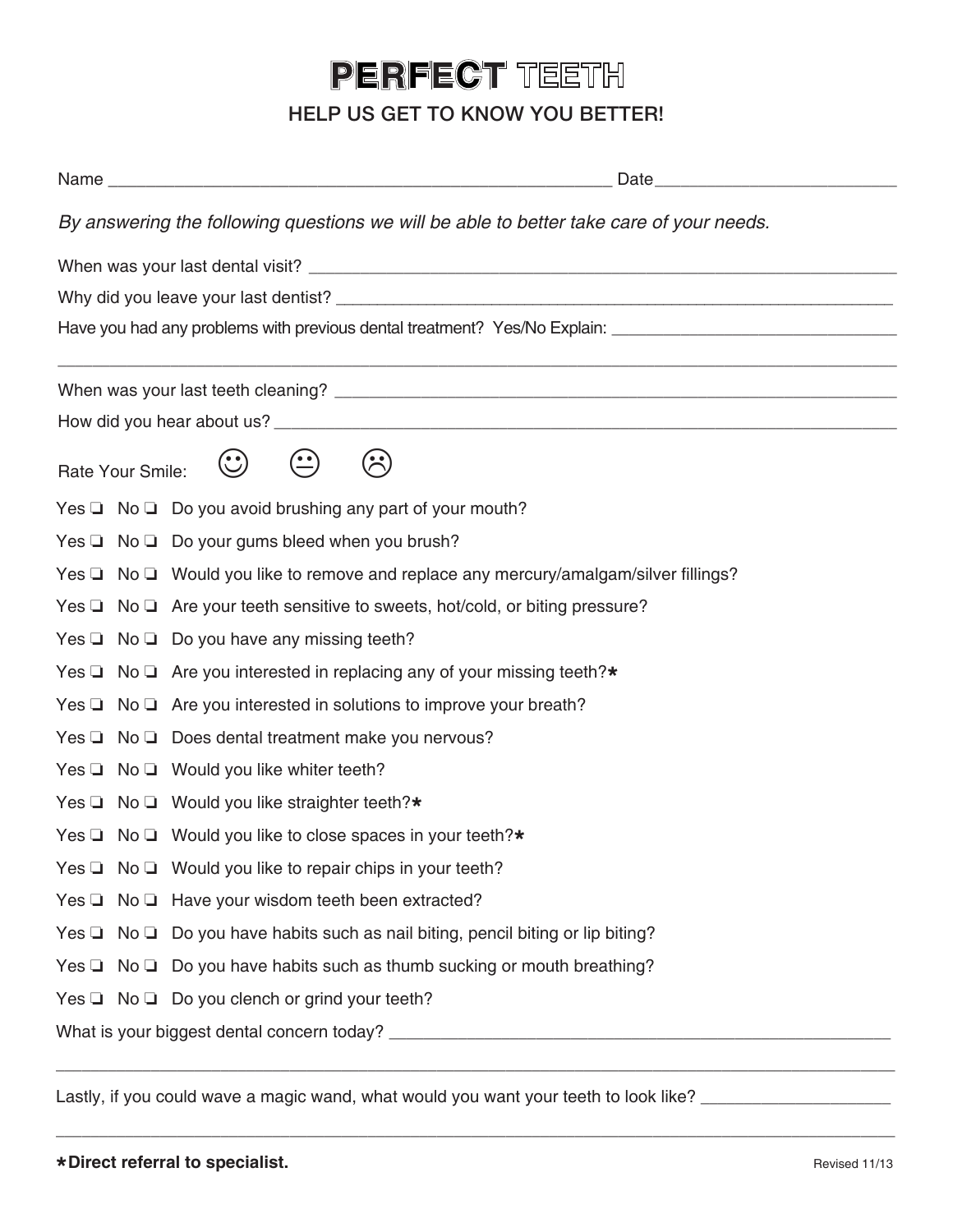# PERFECT TEETH

## HELP US GET TO KNOW YOU BETTER!

Name ____________________________________________________ Date __________________________

*By answering the following questions we will be able to better take care of your needs.*

When was your last dental visit? ______________________________________________________________

Why did you leave your last dentist? ___________________________________________________________

Have you had any problems with previous dental treatment? Yes/No Explain: _______________________________

_____________________________________________________________________________________

When was your last teeth cleaning? ____________________________________________________________

How did you hear about us? ________________________________________________________________

Rate Your Smile: ☺ 😐 ☹

- Yes ❑ No ❑ Do you avoid brushing any part of your mouth?
- Yes ❑ No ❑ Do your gums bleed when you brush?
- Yes ❑ No ❑ Would you like to remove and replace any mercury/amalgam/silver fillings?
- Yes ❑ No ❑ Are your teeth sensitive to sweets, hot/cold, or biting pressure?
- Yes ❑ No ❑ Do you have any missing teeth?
- Yes ❑ No ❑ Are you interested in replacing any of your missing teeth?*
- Yes ❑ No ❑ Are you interested in solutions to improve your breath?
- Yes ❑ No ❑ Does dental treatment make you nervous?
- Yes ❑ No ❑ Would you like whiter teeth?
- Yes ❑ No ❑ Would you like straighter teeth?*
- Yes ❑ No ❑ Would you like to close spaces in your teeth?*
- Yes ❑ No ❑ Would you like to repair chips in your teeth?
- Yes ❑ No ❑ Have your wisdom teeth been extracted?
- Yes ❑ No ❑ Do you have habits such as nail biting, pencil biting or lip biting?
- Yes ❑ No ❑ Do you have habits such as thumb sucking or mouth breathing?
- Yes ❑ No ❑ Do you clench or grind your teeth?

What is your biggest dental concern today? _______________________________________________________

_____________________________________________________________________________________

Lastly, if you could wave a magic wand, what would you want your teeth to look like? ____________________

_____________________________________________________________________________________

**\*Direct referral to specialist.**

Revised 11/13